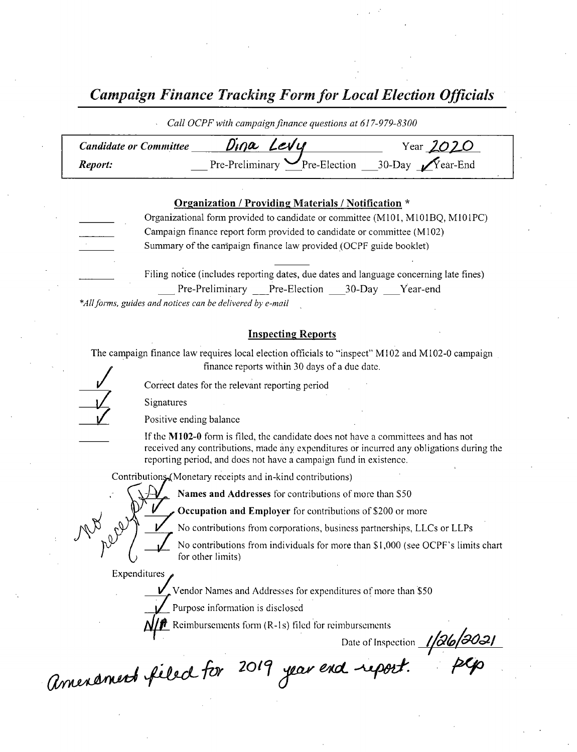## *Campaign Finance Tracking Form for Local Election Officials*

*Call OCPF with campaign finance questions at 617-979-8300*

| | | |
|---|---|---|
| ***Candidate or Committee*** | Dina Levy | Year 2020 |
| ***Report:*** | ___ Pre-Preliminary ✓ Pre-Election ___ 30-Day ✓ Year-End | |

### Organization / Providing Materials / Notification *

_____ Organizational form provided to candidate or committee (M101, M101BQ, M101PC)

_____ Campaign finance report form provided to candidate or committee (M102)

_____ Summary of the campaign finance law provided (OCPF guide booklet)

_____ Filing notice (includes reporting dates, due dates and language concerning late fines)

___ Pre-Preliminary ___ Pre-Election ___ 30-Day ___ Year-end

*\*All forms, guides and notices can be delivered by e-mail*

### Inspecting Reports

The campaign finance law requires local election officials to "inspect" M102 and M102-0 campaign finance reports within 30 days of a due date.

✓ Correct dates for the relevant reporting period

✓ Signatures

✓ Positive ending balance

_____ If the **M102-0** form is filed, the candidate does not have a committees and has not received any contributions, made any expenditures or incurred any obligations during the reporting period, and does not have a campaign fund in existence.

Contributions (Monetary receipts and in-kind contributions)

NA **Names and Addresses** for contributions of more than $50

✓ **Occupation and Employer** for contributions of $200 or more

✓ No contributions from corporations, business partnerships, LLCs or LLPs

✓ No contributions from individuals for more than $1,000 (see OCPF's limits chart for other limits)

No receipts

Expenditures

✓ Vendor Names and Addresses for expenditures of more than $50

✓ Purpose information is disclosed

N/A Reimbursements form (R-1s) filed for reimbursements

Date of Inspection 1/26/2021

amendment filed for 2019 year end report. pcp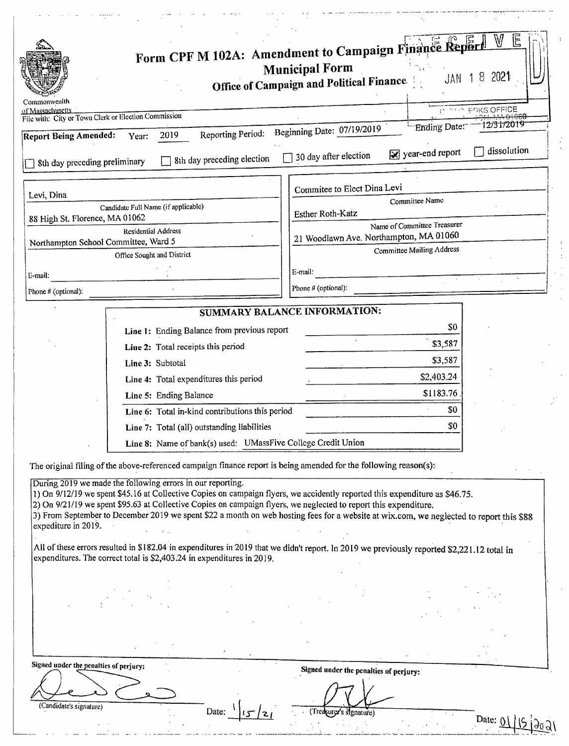# Form CPF M 102A: Amendment to Campaign Finance Report
## Municipal Form
### Office of Campaign and Political Finance

Commonwealth of Massachusetts

RECEIVED JAN 18 2021 CLERKS OFFICE

File with: City or Town Clerk or Election Commission

**Report Being Amended:** Year: 2019 Reporting Period: Beginning Date: 07/19/2019 Ending Date: 12/31/2019

☐ 8th day preceding preliminary ☐ 8th day preceding election ☐ 30 day after election ☒ year-end report ☐ dissolution

| | |
|---|---|
| Levi, Dina | Commitee to Elect Dina Levi |
| Candidate Full Name (if applicable) | Committee Name |
| 88 High St. Florence, MA 01062 | Esther Roth-Katz |
| Residential Address | Name of Committee Treasurer |
| Northampton School Committee, Ward 5 | 21 Woodlawn Ave. Northampton, MA 01060 |
| Office Sought and District | Committee Mailing Address |
| E-mail: | E-mail: |
| Phone # (optional): | Phone # (optional): |

**SUMMARY BALANCE INFORMATION:**

| | |
|---|---|
| **Line 1:** Ending Balance from previous report | $0 |
| **Line 2:** Total receipts this period | $3,587 |
| **Line 3:** Subtotal | $3,587 |
| **Line 4:** Total expenditures this period | $2,403.24 |
| **Line 5:** Ending Balance | $1183.76 |
| **Line 6:** Total in-kind contributions this period | $0 |
| **Line 7:** Total (all) outstanding liabilities | $0 |
| **Line 8:** Name of bank(s) used: UMassFive College Credit Union | |

The original filing of the above-referenced campaign finance report is being amended for the following reason(s):

During 2019 we made the following errors in our reporting.
1) On 9/12/19 we spent $45.16 at Collective Copies on campaign flyers, we accidently reported this expenditure as $46.75.
2) On 9/21/19 we spent $95.63 at Collective Copies on campaign flyers, we neglected to report this expenditure.
3) From September to December 2019 we spent $22 a month on web hosting fees for a website at wix.com, we neglected to report this $88 expediture in 2019.

All of these errors resulted in $182.04 in expenditures in 2019 that we didn't report. In 2019 we previously reported $2,221.12 total in expenditures. The correct total is $2,403.24 in expenditures in 2019.

Signed under the penalties of perjury:

(Candidate's signature) Date: 1/15/21

Signed under the penalties of perjury:

(Treasurer's signature) Date: 01/15/2021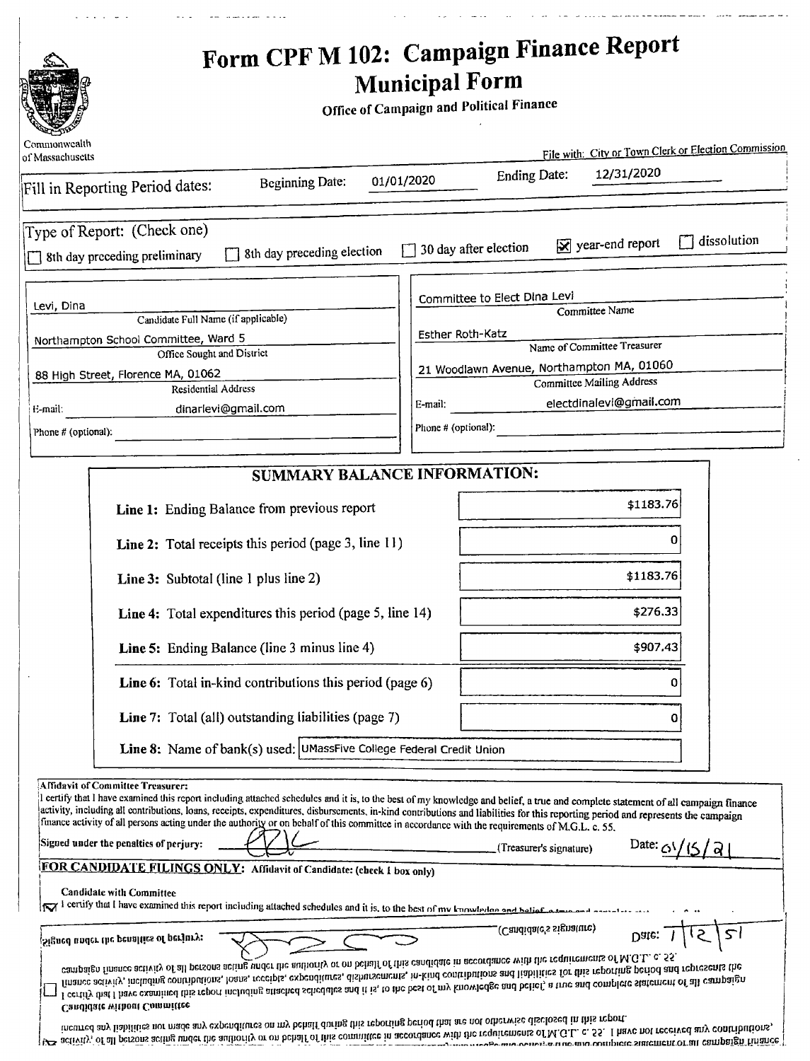Commonwealth of Massachusetts

# Form CPF M 102: Campaign Finance Report
## Municipal Form

**Office of Campaign and Political Finance**

File with: City or Town Clerk or Election Commission

Fill in Reporting Period dates: Beginning Date: 01/01/2020 Ending Date: 12/31/2020

Type of Report: (Check one)

- [ ] 8th day preceding preliminary
- [ ] 8th day preceding election
- [ ] 30 day after election
- [x] year-end report
- [ ] dissolution

| | |
|---|---|
| Levi, Dina | Committee to Elect Dina Levi |
| Candidate Full Name (if applicable) | Committee Name |
| Northampton School Committee, Ward 5 | Esther Roth-Katz |
| Office Sought and District | Name of Committee Treasurer |
| 88 High Street, Florence MA, 01062 | 21 Woodlawn Avenue, Northampton MA, 01060 |
| Residential Address | Committee Mailing Address |
| E-mail: dinarlevi@gmail.com | E-mail: electdinalevi@gmail.com |
| Phone # (optional): | Phone # (optional): |

## SUMMARY BALANCE INFORMATION:

| | |
|---|---|
| **Line 1:** Ending Balance from previous report | $1183.76 |
| **Line 2:** Total receipts this period (page 3, line 11) | 0 |
| **Line 3:** Subtotal (line 1 plus line 2) | $1183.76 |
| **Line 4:** Total expenditures this period (page 5, line 14) | $276.33 |
| **Line 5:** Ending Balance (line 3 minus line 4) | $907.43 |
| **Line 6:** Total in-kind contributions this period (page 6) | 0 |
| **Line 7:** Total (all) outstanding liabilities (page 7) | 0 |
| **Line 8:** Name of bank(s) used: | UMassFive College Federal Credit Union |

**Affidavit of Committee Treasurer:**
I certify that I have examined this report including attached schedules and it is, to the best of my knowledge and belief, a true and complete statement of all campaign finance activity, including all contributions, loans, receipts, expenditures, disbursements, in-kind contributions and liabilities for this reporting period and represents the campaign finance activity of all persons acting under the authority or on behalf of this committee in accordance with the requirements of M.G.L. c. 55.

Signed under the penalties of perjury: _______________ (Treasurer's signature) Date: 01/15/21

**FOR CANDIDATE FILINGS ONLY: Affidavit of Candidate: (check 1 box only)**

**Candidate with Committee**

- [x] I certify that I have examined this report including attached schedules and it is, to the best of my knowledge and belief, a true and complete statement of all campaign finance activity of all persons acting under the authority or on behalf of this committee in accordance with the requirements of M.G.L. c. 55. I have not received any contributions, incurred any liabilities nor made any expenditures on my behalf during this reporting period that are not otherwise disclosed in this report.

**Candidate without Committee**

- [ ] I certify that I have examined this report including attached schedules and it is, to the best of my knowledge and belief, a true and complete statement of all campaign finance activity, including contributions, loans, receipts, expenditures, disbursements, in-kind contributions and liabilities for this reporting period and represents the campaign finance activity of all persons acting under the authority or on behalf of this candidate in accordance with the requirements of M.G.L. c. 55.

Signed under the penalties of perjury: _______________ (Candidate's signature) Date: 1/15/21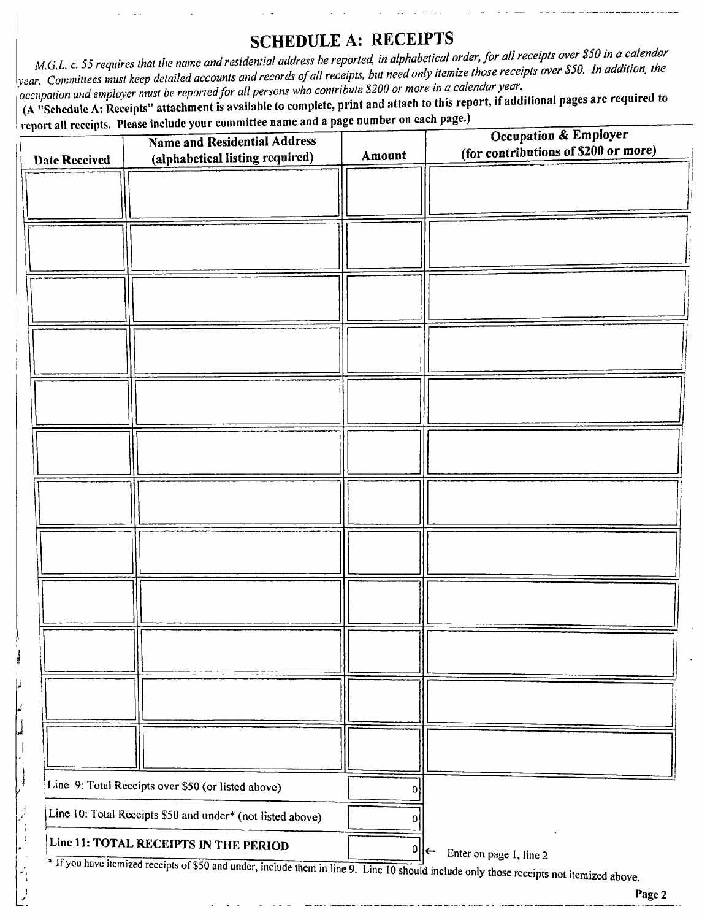## SCHEDULE A: RECEIPTS

*M.G.L. c. 55 requires that the name and residential address be reported, in alphabetical order, for all receipts over $50 in a calendar year. Committees must keep detailed accounts and records of all receipts, but need only itemize those receipts over $50. In addition, the occupation and employer must be reported for all persons who contribute $200 or more in a calendar year.*

**(A "Schedule A: Receipts" attachment is available to complete, print and attach to this report, if additional pages are required to report all receipts. Please include your committee name and a page number on each page.)**

| Date Received | Name and Residential Address (alphabetical listing required) | Amount | Occupation & Employer (for contributions of $200 or more) |
|---|---|---|---|
| | | | |
| | | | |
| | | | |
| | | | |
| | | | |
| | | | |
| | | | |
| | | | |
| | | | |
| | | | |
| | | | |
| | | | |

| | |
|---|---|
| Line 9: Total Receipts over $50 (or listed above) | 0 |
| Line 10: Total Receipts $50 and under* (not listed above) | 0 |
| **Line 11: TOTAL RECEIPTS IN THE PERIOD** | 0 ← Enter on page 1, line 2 |

* If you have itemized receipts of $50 and under, include them in line 9. Line 10 should include only those receipts not itemized above.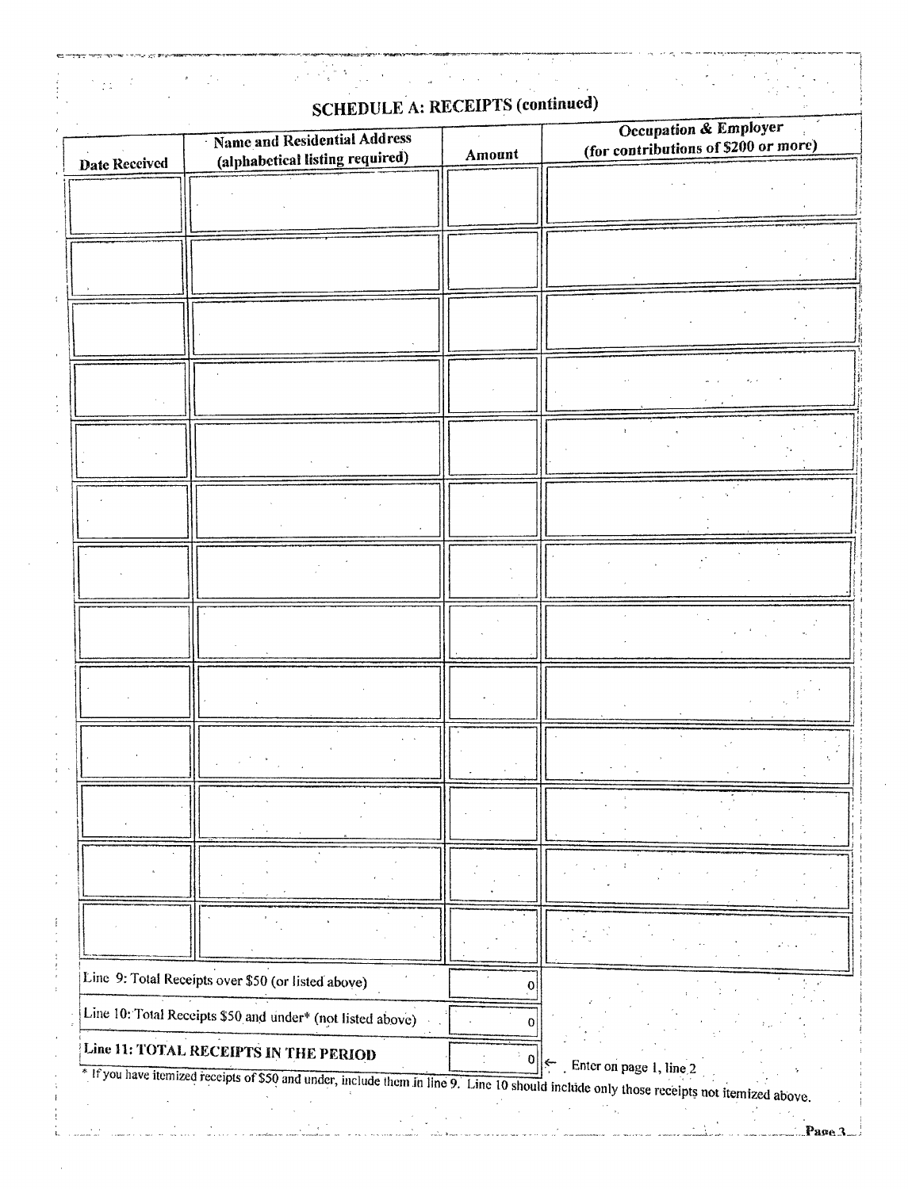## SCHEDULE A: RECEIPTS (continued)

| Date Received | Name and Residential Address (alphabetical listing required) | Amount | Occupation & Employer (for contributions of $200 or more) |
|---|---|---|---|
| | | | |
| | | | |
| | | | |
| | | | |
| | | | |
| | | | |
| | | | |
| | | | |
| | | | |
| | | | |
| | | | |
| | | | |
| | | | |

| | |
|---|---|
| Line 9: Total Receipts over $50 (or listed above) | 0 |
| Line 10: Total Receipts $50 and under* (not listed above) | 0 |
| **Line 11: TOTAL RECEIPTS IN THE PERIOD** | 0 ← Enter on page 1, line 2 |

* If you have itemized receipts of $50 and under, include them in line 9. Line 10 should include only those receipts not itemized above.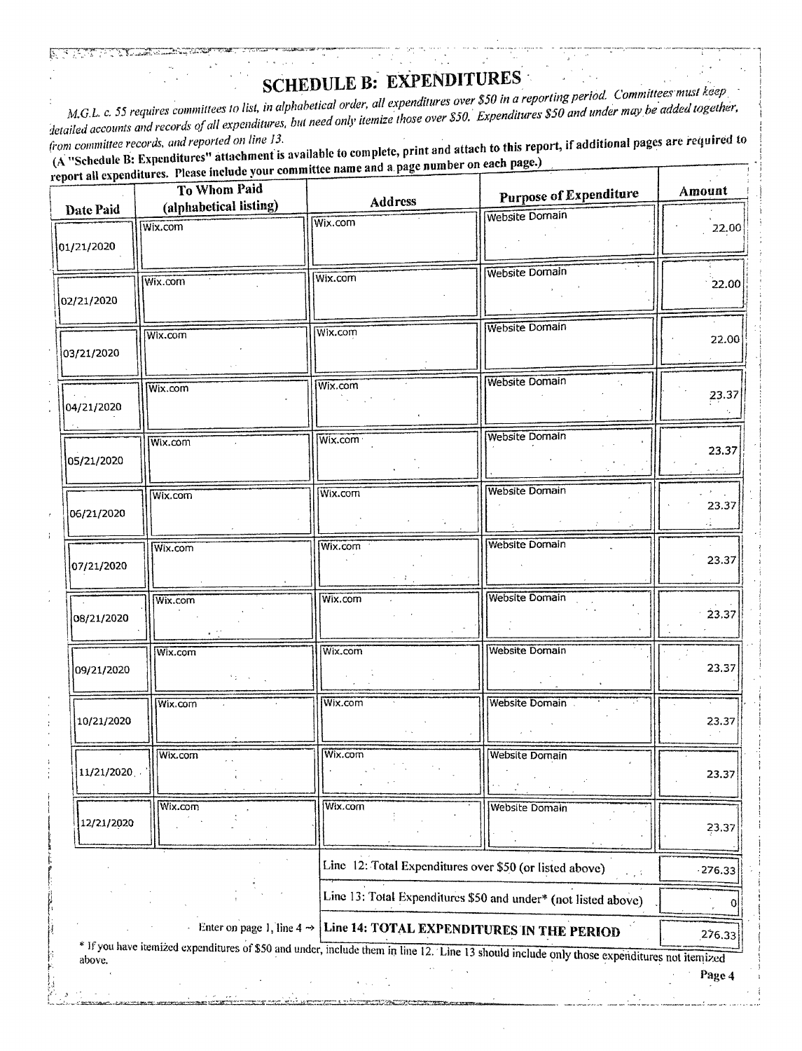# SCHEDULE B: EXPENDITURES

*M.G.L. c. 55 requires committees to list, in alphabetical order, all expenditures over $50 in a reporting period. Committees must keep detailed accounts and records of all expenditures, but need only itemize those over $50. Expenditures $50 and under may be added together, from committee records, and reported on line 13.*

**(A "Schedule B: Expenditures" attachment is available to complete, print and attach to this report, if additional pages are required to report all expenditures. Please include your committee name and a page number on each page.)**

| Date Paid | To Whom Paid (alphabetical listing) | Address | Purpose of Expenditure | Amount |
|---|---|---|---|---|
| 01/21/2020 | Wix.com | Wix.com | Website Domain | 22.00 |
| 02/21/2020 | Wix.com | Wix.com | Website Domain | 22.00 |
| 03/21/2020 | Wix.com | Wix.com | Website Domain | 22.00 |
| 04/21/2020 | Wix.com | Wix.com | Website Domain | 23.37 |
| 05/21/2020 | Wix.com | Wix.com | Website Domain | 23.37 |
| 06/21/2020 | Wix.com | Wix.com | Website Domain | 23.37 |
| 07/21/2020 | Wix.com | Wix.com | Website Domain | 23.37 |
| 08/21/2020 | Wix.com | Wix.com | Website Domain | 23.37 |
| 09/21/2020 | Wix.com | Wix.com | Website Domain | 23.37 |
| 10/21/2020 | Wix.com | Wix.com | Website Domain | 23.37 |
| 11/21/2020 | Wix.com | Wix.com | Website Domain | 23.37 |
| 12/21/2020 | Wix.com | Wix.com | Website Domain | 23.37 |

| | |
|---|---|
| Line 12: Total Expenditures over $50 (or listed above) | 276.33 |
| Line 13: Total Expenditures $50 and under* (not listed above) | 0 |
| Enter on page 1, line 4 → **Line 14: TOTAL EXPENDITURES IN THE PERIOD** | 276.33 |

* If you have itemized expenditures of $50 and under, include them in line 12. Line 13 should include only those expenditures not itemized above.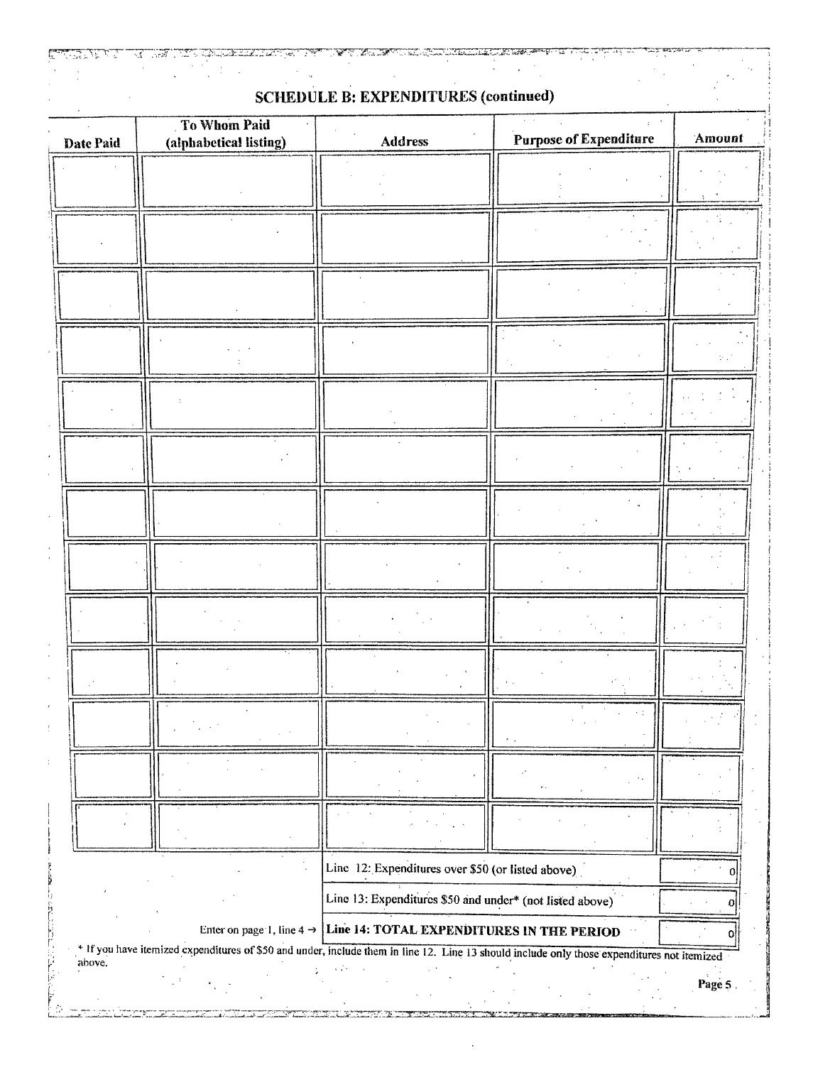## SCHEDULE B: EXPENDITURES (continued)

| Date Paid | To Whom Paid (alphabetical listing) | Address | Purpose of Expenditure | Amount |
|---|---|---|---|---|
| | | | | |
| | | | | |
| | | | | |
| | | | | |
| | | | | |
| | | | | |
| | | | | |
| | | | | |
| | | | | |
| | | | | |
| | | | | |
| | | | | |
| | | | | |

| | |
|---|---|
| Line 12: Expenditures over $50 (or listed above) | 0 |
| Line 13: Expenditures $50 and under* (not listed above) | 0 |
| Enter on page 1, line 4 → **Line 14: TOTAL EXPENDITURES IN THE PERIOD** | 0 |

* If you have itemized expenditures of $50 and under, include them in line 12. Line 13 should include only those expenditures not itemized above.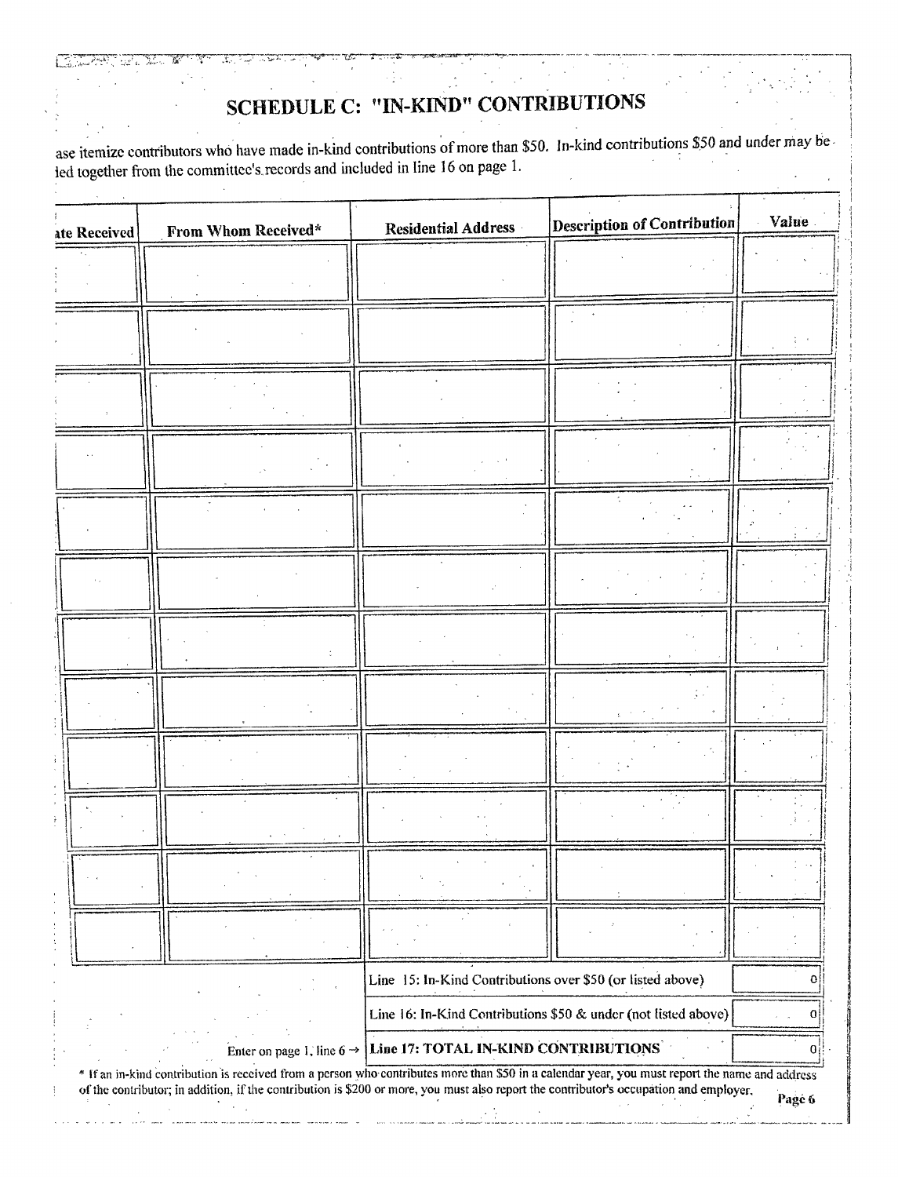## SCHEDULE C: "IN-KIND" CONTRIBUTIONS

ase itemize contributors who have made in-kind contributions of more than $50. In-kind contributions $50 and under may be ied together from the committee's records and included in line 16 on page 1.

| ate Received | From Whom Received* | Residential Address | Description of Contribution | Value |
|---|---|---|---|---|
| | | | | |
| | | | | |
| | | | | |
| | | | | |
| | | | | |
| | | | | |
| | | | | |
| | | | | |
| | | | | |
| | | | | |
| | | | | |
| | | | | |

| | |
|---|---|
| Line 15: In-Kind Contributions over $50 (or listed above) | 0 |
| Line 16: In-Kind Contributions $50 & under (not listed above) | 0 |
| Enter on page 1, line 6 → **Line 17: TOTAL IN-KIND CONTRIBUTIONS** | 0 |

* If an in-kind contribution is received from a person who contributes more than $50 in a calendar year, you must report the name and address of the contributor; in addition, if the contribution is $200 or more, you must also report the contributor's occupation and employer.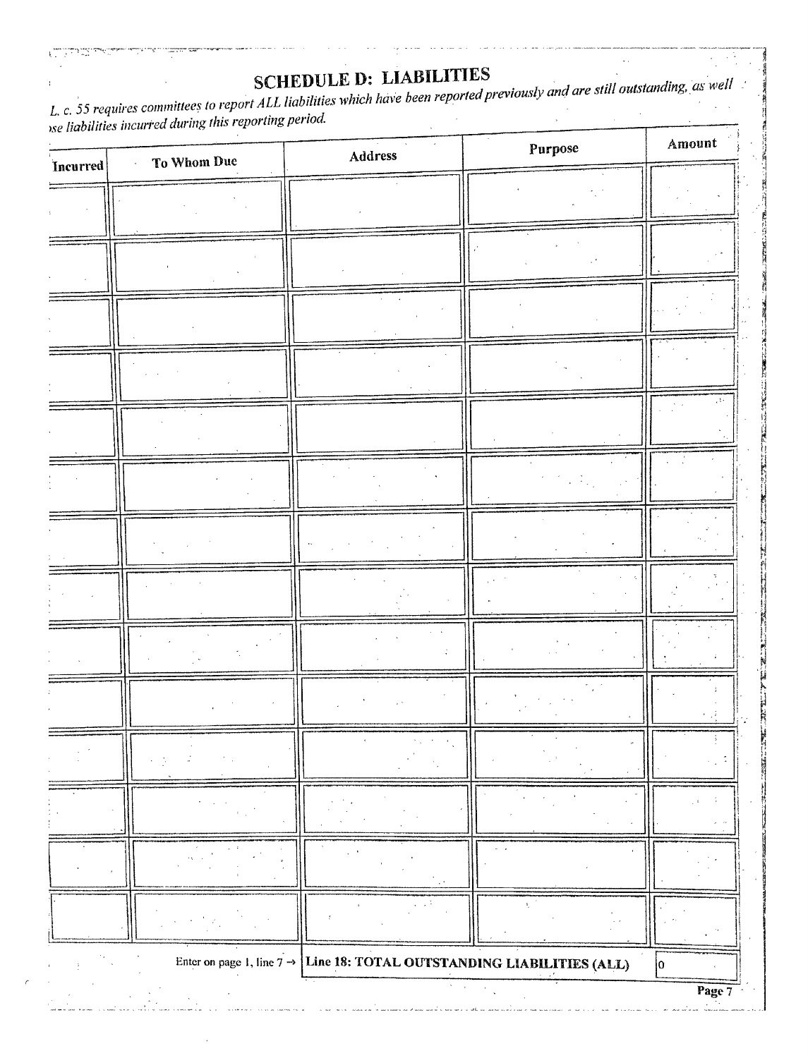## SCHEDULE D: LIABILITIES

*L. c. 55 requires committees to report ALL liabilities which have been reported previously and are still outstanding, as well ose liabilities incurred during this reporting period.*

| Incurred | To Whom Due | Address | Purpose | Amount |
|---|---|---|---|---|
| | | | | |
| | | | | |
| | | | | |
| | | | | |
| | | | | |
| | | | | |
| | | | | |
| | | | | |
| | | | | |
| | | | | |
| | | | | |
| | | | | |
| | | | | |
| | | | | |

Enter on page 1, line 7 → **Line 18: TOTAL OUTSTANDING LIABILITIES (ALL)** 0